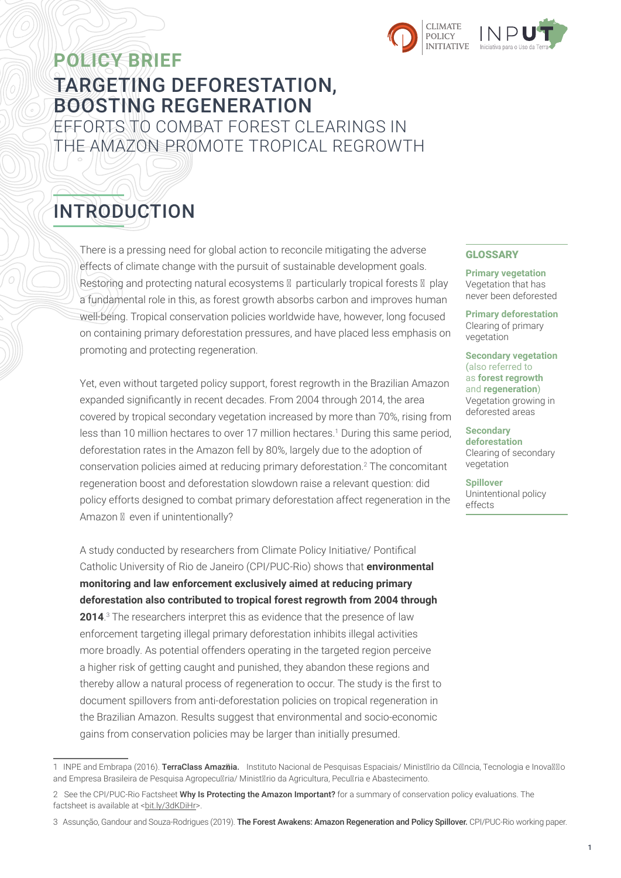**POLICY BRIEF**

# TARGETING DEFORESTATION, BOOSTING REGENERATION

EFFORTS TO COMBAT FOREST CLEARINGS IN THE AMAZON PROMOTE TROPICAL REGROWTH

## INTRODUCTION

There is a pressing need for global action to reconcile mitigating the adverse effects of climate change with the pursuit of sustainable development goals. Restoring and protecting natural ecosystems – particularly tropical forests – play a fundamental role in this, as forest growth absorbs carbon and improves human well-being. Tropical conservation policies worldwide have, however, long focused on containing primary deforestation pressures, and have placed less emphasis on promoting and protecting regeneration.

Yet, even without targeted policy support, forest regrowth in the Brazilian Amazon expanded significantly in recent decades. From 2004 through 2014, the area covered by tropical secondary vegetation increased by more than 70%, rising from less than 10 million hectares to over 17 million hectares.[1] During this same period, deforestation rates in the Amazon fell by 80%, largely due to the adoption of conservation policies aimed at reducing primary deforestation.[2] The concomitant regeneration boost and deforestation slowdown raise a relevant question: did policy efforts designed to combat primary deforestation affect regeneration in the Amazon – even if unintentionally?

A study conducted by researchers from Climate Policy Initiative/ Pontifical Catholic University of Rio de Janeiro (CPI/PUC-Rio) shows that **environmental monitoring and law enforcement exclusively aimed at reducing primary deforestation also contributed to tropical forest regrowth from 2004 through 2014**.[3] The researchers interpret this as evidence that the presence of law enforcement targeting illegal primary deforestation inhibits illegal activities more broadly. As potential offenders operating in the targeted region perceive a higher risk of getting caught and punished, they abandon these regions and thereby allow a natural process of regeneration to occur. The study is the first to document spillovers from anti-deforestation policies on tropical regeneration in the Brazilian Amazon. Results suggest that environmental and socio-economic gains from conservation policies may be larger than initially presumed.

**GLOSSARY**

**Primary vegetation**
Vegetation that has never been deforested

**Primary deforestation**
Clearing of primary vegetation

**Secondary vegetation** (also referred to as **forest regrowth** and **regeneration**)
Vegetation growing in deforested areas

**Secondary deforestation**
Clearing of secondary vegetation

**Spillover**
Unintentional policy effects

---

1 INPE and Embrapa (2016). **TerraClass Amazônia.** Instituto Nacional de Pesquisas Espaciais/ Ministério da Ciência, Tecnologia e Inovação and Empresa Brasileira de Pesquisa Agropecuária/ Ministério da Agricultura, Pecuária e Abastecimento.

2 See the CPI/PUC-Rio Factsheet **Why Is Protecting the Amazon Important?** for a summary of conservation policy evaluations. The factsheet is available at <bit.ly/3dKDiHr>.

3 Assunção, Gandour and Souza-Rodrigues (2019). **The Forest Awakens: Amazon Regeneration and Policy Spillover.** CPI/PUC-Rio working paper.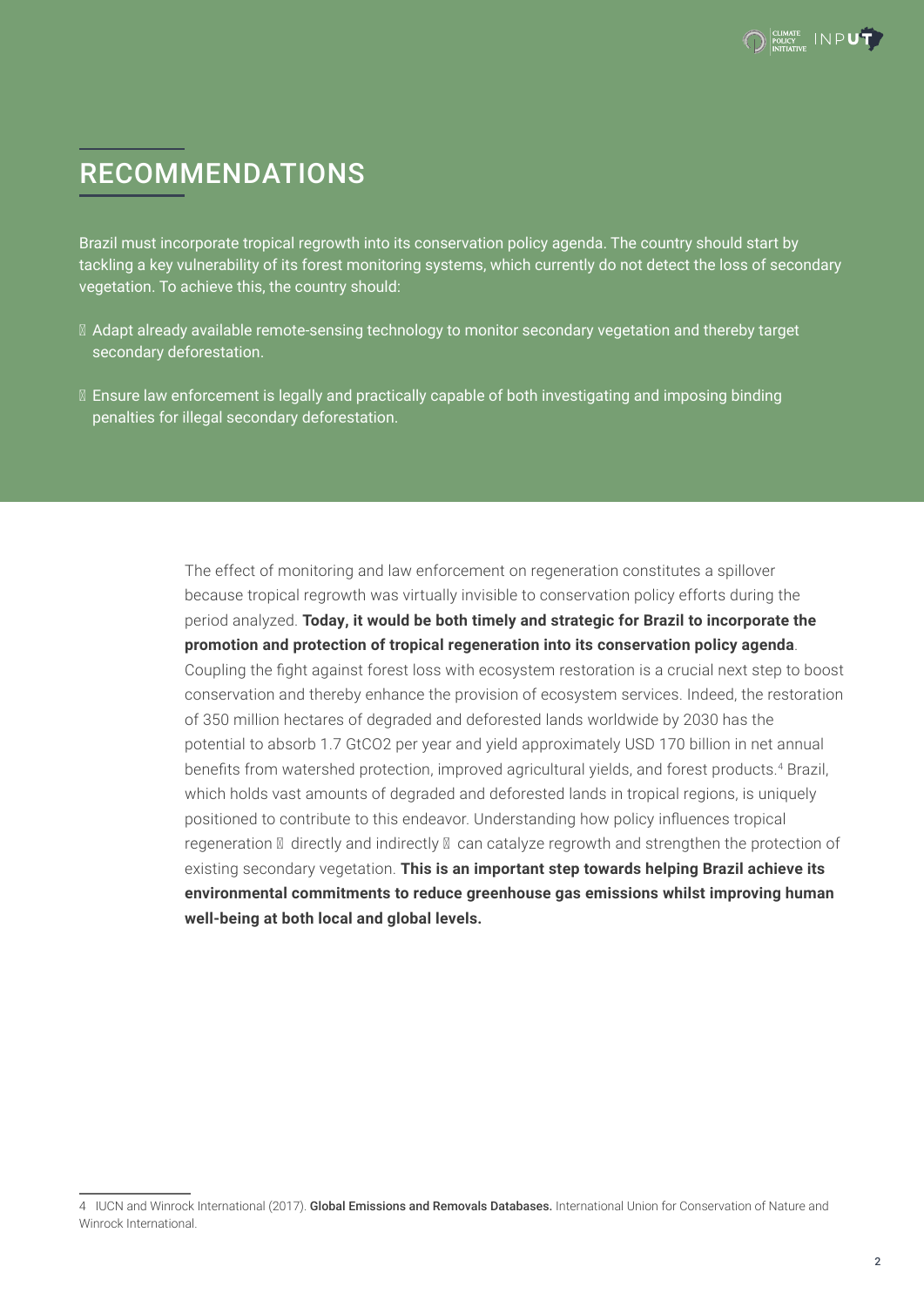## RECOMMENDATIONS

Brazil must incorporate tropical regrowth into its conservation policy agenda. The country should start by tackling a key vulnerability of its forest monitoring systems, which currently do not detect the loss of secondary vegetation. To achieve this, the country should:

- Adapt already available remote-sensing technology to monitor secondary vegetation and thereby target secondary deforestation.
- Ensure law enforcement is legally and practically capable of both investigating and imposing binding penalties for illegal secondary deforestation.

The effect of monitoring and law enforcement on regeneration constitutes a spillover because tropical regrowth was virtually invisible to conservation policy efforts during the period analyzed. **Today, it would be both timely and strategic for Brazil to incorporate the promotion and protection of tropical regeneration into its conservation policy agenda**. Coupling the fight against forest loss with ecosystem restoration is a crucial next step to boost conservation and thereby enhance the provision of ecosystem services. Indeed, the restoration of 350 million hectares of degraded and deforested lands worldwide by 2030 has the potential to absorb 1.7 GtCO2 per year and yield approximately USD 170 billion in net annual benefits from watershed protection, improved agricultural yields, and forest products.[4] Brazil, which holds vast amounts of degraded and deforested lands in tropical regions, is uniquely positioned to contribute to this endeavor. Understanding how policy influences tropical regeneration – directly and indirectly – can catalyze regrowth and strengthen the protection of existing secondary vegetation. **This is an important step towards helping Brazil achieve its environmental commitments to reduce greenhouse gas emissions whilst improving human well-being at both local and global levels.**

---

4 IUCN and Winrock International (2017). **Global Emissions and Removals Databases.** International Union for Conservation of Nature and Winrock International.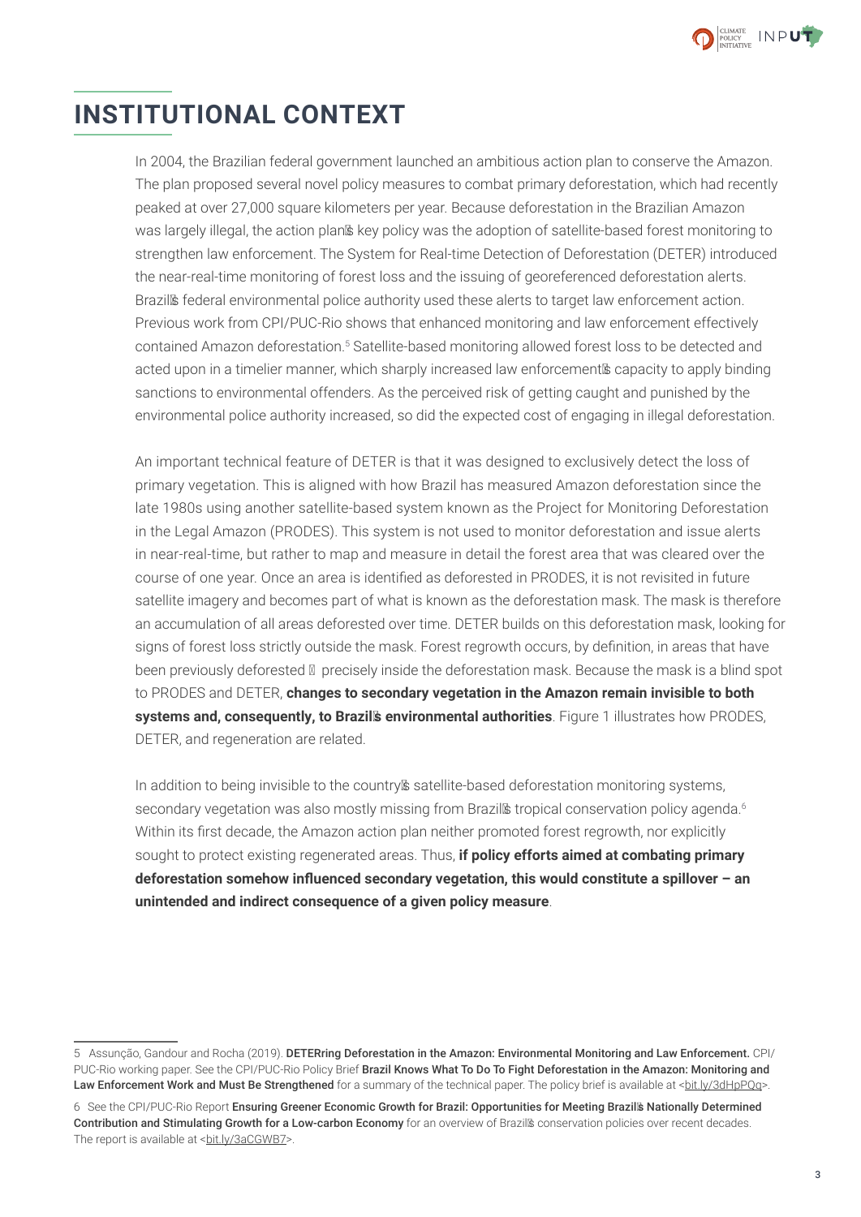# INSTITUTIONAL CONTEXT

In 2004, the Brazilian federal government launched an ambitious action plan to conserve the Amazon. The plan proposed several novel policy measures to combat primary deforestation, which had recently peaked at over 27,000 square kilometers per year. Because deforestation in the Brazilian Amazon was largely illegal, the action plan's key policy was the adoption of satellite-based forest monitoring to strengthen law enforcement. The System for Real-time Detection of Deforestation (DETER) introduced the near-real-time monitoring of forest loss and the issuing of georeferenced deforestation alerts. Brazil's federal environmental police authority used these alerts to target law enforcement action. Previous work from CPI/PUC-Rio shows that enhanced monitoring and law enforcement effectively contained Amazon deforestation.[5] Satellite-based monitoring allowed forest loss to be detected and acted upon in a timelier manner, which sharply increased law enforcement's capacity to apply binding sanctions to environmental offenders. As the perceived risk of getting caught and punished by the environmental police authority increased, so did the expected cost of engaging in illegal deforestation.

An important technical feature of DETER is that it was designed to exclusively detect the loss of primary vegetation. This is aligned with how Brazil has measured Amazon deforestation since the late 1980s using another satellite-based system known as the Project for Monitoring Deforestation in the Legal Amazon (PRODES). This system is not used to monitor deforestation and issue alerts in near-real-time, but rather to map and measure in detail the forest area that was cleared over the course of one year. Once an area is identified as deforested in PRODES, it is not revisited in future satellite imagery and becomes part of what is known as the deforestation mask. The mask is therefore an accumulation of all areas deforested over time. DETER builds on this deforestation mask, looking for signs of forest loss strictly outside the mask. Forest regrowth occurs, by definition, in areas that have been previously deforested – precisely inside the deforestation mask. Because the mask is a blind spot to PRODES and DETER, **changes to secondary vegetation in the Amazon remain invisible to both systems and, consequently, to Brazil's environmental authorities**. Figure 1 illustrates how PRODES, DETER, and regeneration are related.

In addition to being invisible to the country's satellite-based deforestation monitoring systems, secondary vegetation was also mostly missing from Brazil's tropical conservation policy agenda.[6] Within its first decade, the Amazon action plan neither promoted forest regrowth, nor explicitly sought to protect existing regenerated areas. Thus, **if policy efforts aimed at combating primary deforestation somehow influenced secondary vegetation, this would constitute a spillover – an unintended and indirect consequence of a given policy measure**.

---

5 Assunção, Gandour and Rocha (2019). **DETERring Deforestation in the Amazon: Environmental Monitoring and Law Enforcement.** CPI/PUC-Rio working paper. See the CPI/PUC-Rio Policy Brief **Brazil Knows What To Do To Fight Deforestation in the Amazon: Monitoring and Law Enforcement Work and Must Be Strengthened** for a summary of the technical paper. The policy brief is available at <bit.ly/3dHpPQq>.

6 See the CPI/PUC-Rio Report **Ensuring Greener Economic Growth for Brazil: Opportunities for Meeting Brazil's Nationally Determined Contribution and Stimulating Growth for a Low-carbon Economy** for an overview of Brazil's conservation policies over recent decades. The report is available at <bit.ly/3aCGWB7>.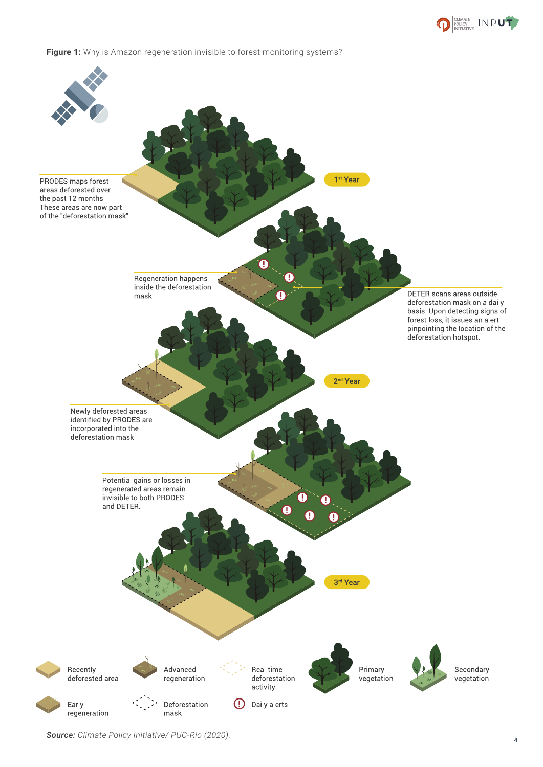**Figure 1:** Why is Amazon regeneration invisible to forest monitoring systems?

PRODES maps forest areas deforested over the past 12 months. These areas are now part of the "deforestation mask".

1st Year

Regeneration happens inside the deforestation mask.

DETER scans areas outside deforestation mask on a daily basis. Upon detecting signs of forest loss, it issues an alert pinpointing the location of the deforestation hotspot.

2nd Year

Newly deforested areas identified by PRODES are incorporated into the deforestation mask.

Potential gains or losses in regenerated areas remain invisible to both PRODES and DETER.

3rd Year

Recently deforested area

Early regeneration

Advanced regeneration

Deforestation mask

Real-time deforestation activity

Daily alerts

Primary vegetation

Secondary vegetation

***Source:*** *Climate Policy Initiative/ PUC-Rio (2020).*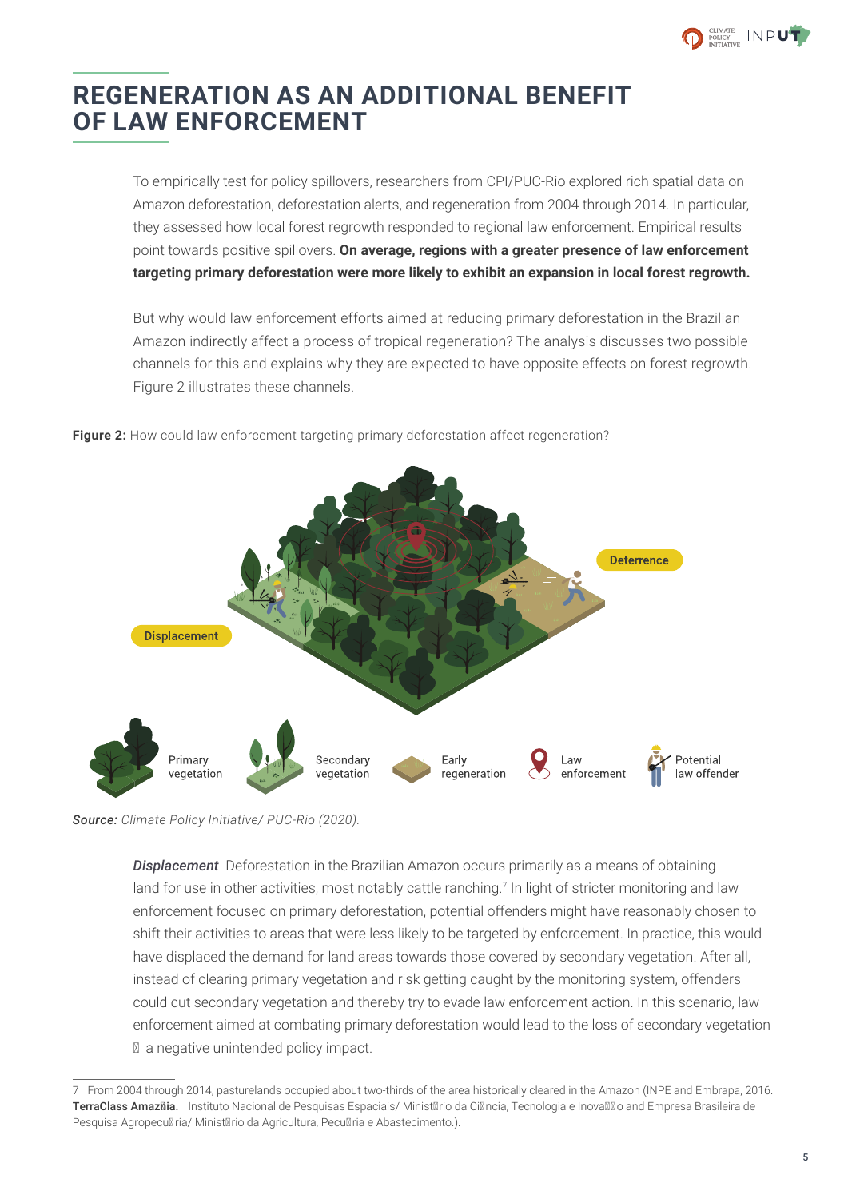# REGENERATION AS AN ADDITIONAL BENEFIT OF LAW ENFORCEMENT

To empirically test for policy spillovers, researchers from CPI/PUC-Rio explored rich spatial data on Amazon deforestation, deforestation alerts, and regeneration from 2004 through 2014. In particular, they assessed how local forest regrowth responded to regional law enforcement. Empirical results point towards positive spillovers. **On average, regions with a greater presence of law enforcement targeting primary deforestation were more likely to exhibit an expansion in local forest regrowth.**

But why would law enforcement efforts aimed at reducing primary deforestation in the Brazilian Amazon indirectly affect a process of tropical regeneration? The analysis discusses two possible channels for this and explains why they are expected to have opposite effects on forest regrowth. Figure 2 illustrates these channels.

**Figure 2:** How could law enforcement targeting primary deforestation affect regeneration?

Deterrence

Displacement

Primary vegetation | Secondary vegetation | Early regeneration | Law enforcement | Potential law offender

***Source:*** *Climate Policy Initiative/ PUC-Rio (2020).*

***Displacement*** Deforestation in the Brazilian Amazon occurs primarily as a means of obtaining land for use in other activities, most notably cattle ranching.[7] In light of stricter monitoring and law enforcement focused on primary deforestation, potential offenders might have reasonably chosen to shift their activities to areas that were less likely to be targeted by enforcement. In practice, this would have displaced the demand for land areas towards those covered by secondary vegetation. After all, instead of clearing primary vegetation and risk getting caught by the monitoring system, offenders could cut secondary vegetation and thereby try to evade law enforcement action. In this scenario, law enforcement aimed at combating primary deforestation would lead to the loss of secondary vegetation – a negative unintended policy impact.

---

7 From 2004 through 2014, pasturelands occupied about two-thirds of the area historically cleared in the Amazon (INPE and Embrapa, 2016. **TerraClass Amazônia.** Instituto Nacional de Pesquisas Espaciais/ Ministério da Ciência, Tecnologia e Inovação and Empresa Brasileira de Pesquisa Agropecuária/ Ministério da Agricultura, Pecuária e Abastecimento.).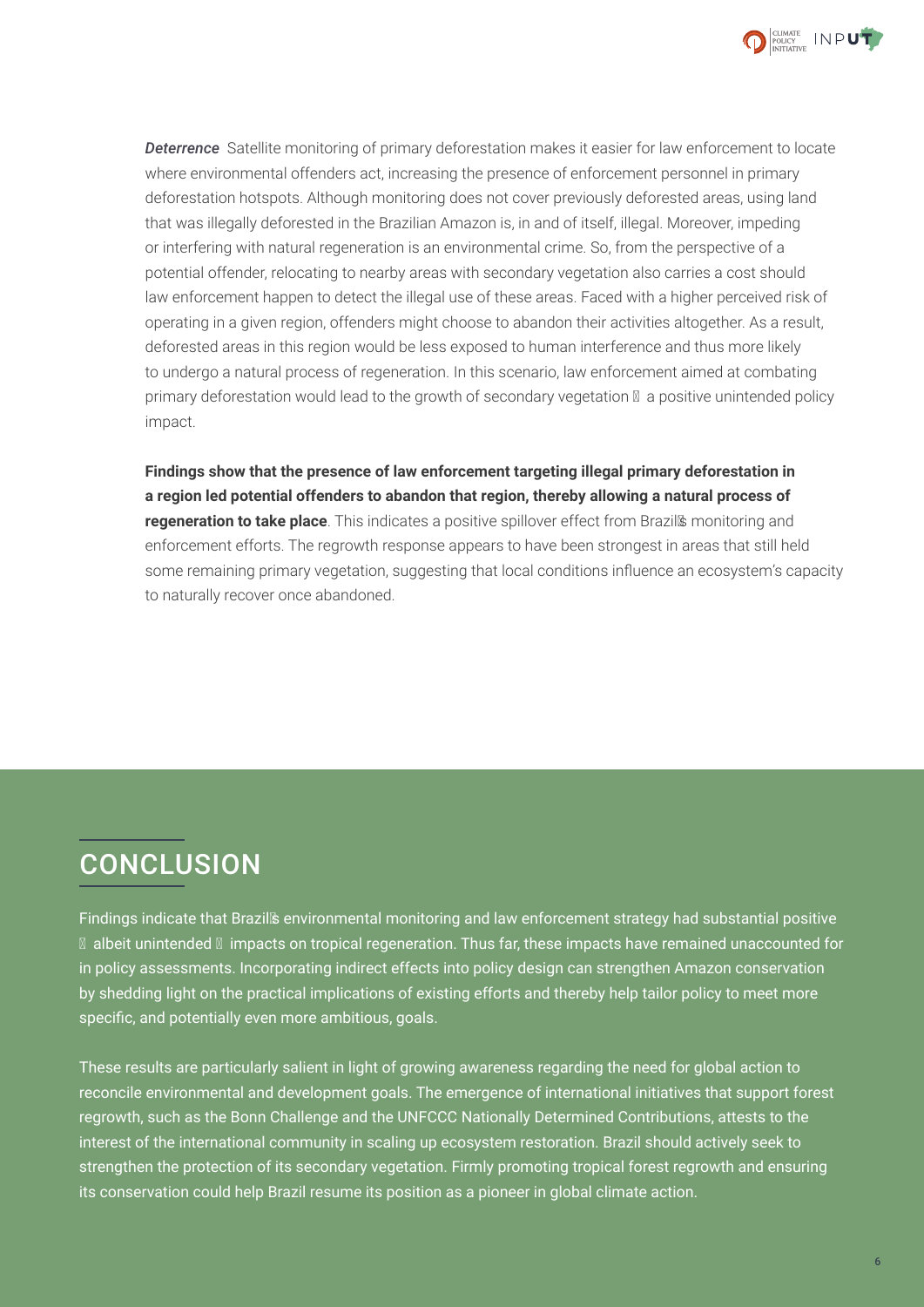***Deterrence*** Satellite monitoring of primary deforestation makes it easier for law enforcement to locate where environmental offenders act, increasing the presence of enforcement personnel in primary deforestation hotspots. Although monitoring does not cover previously deforested areas, using land that was illegally deforested in the Brazilian Amazon is, in and of itself, illegal. Moreover, impeding or interfering with natural regeneration is an environmental crime. So, from the perspective of a potential offender, relocating to nearby areas with secondary vegetation also carries a cost should law enforcement happen to detect the illegal use of these areas. Faced with a higher perceived risk of operating in a given region, offenders might choose to abandon their activities altogether. As a result, deforested areas in this region would be less exposed to human interference and thus more likely to undergo a natural process of regeneration. In this scenario, law enforcement aimed at combating primary deforestation would lead to the growth of secondary vegetation – a positive unintended policy impact.

**Findings show that the presence of law enforcement targeting illegal primary deforestation in a region led potential offenders to abandon that region, thereby allowing a natural process of regeneration to take place**. This indicates a positive spillover effect from Brazil's monitoring and enforcement efforts. The regrowth response appears to have been strongest in areas that still held some remaining primary vegetation, suggesting that local conditions influence an ecosystem's capacity to naturally recover once abandoned.

## CONCLUSION

Findings indicate that Brazil's environmental monitoring and law enforcement strategy had substantial positive – albeit unintended – impacts on tropical regeneration. Thus far, these impacts have remained unaccounted for in policy assessments. Incorporating indirect effects into policy design can strengthen Amazon conservation by shedding light on the practical implications of existing efforts and thereby help tailor policy to meet more specific, and potentially even more ambitious, goals.

These results are particularly salient in light of growing awareness regarding the need for global action to reconcile environmental and development goals. The emergence of international initiatives that support forest regrowth, such as the Bonn Challenge and the UNFCCC Nationally Determined Contributions, attests to the interest of the international community in scaling up ecosystem restoration. Brazil should actively seek to strengthen the protection of its secondary vegetation. Firmly promoting tropical forest regrowth and ensuring its conservation could help Brazil resume its position as a pioneer in global climate action.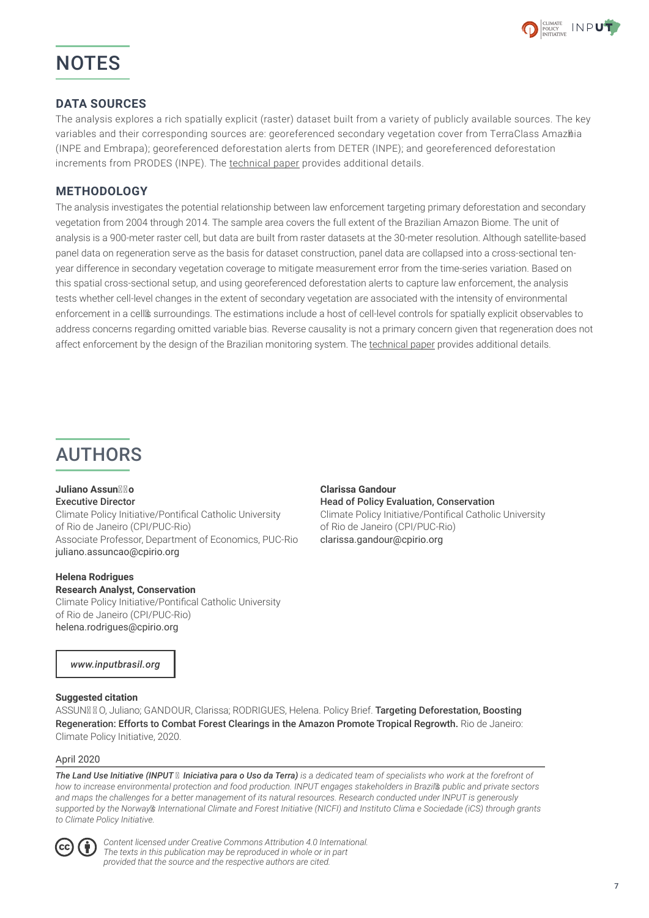# NOTES

## DATA SOURCES

The analysis explores a rich spatially explicit (raster) dataset built from a variety of publicly available sources. The key variables and their corresponding sources are: georeferenced secondary vegetation cover from TerraClass Amazônia (INPE and Embrapa); georeferenced deforestation alerts from DETER (INPE); and georeferenced deforestation increments from PRODES (INPE). The technical paper provides additional details.

## METHODOLOGY

The analysis investigates the potential relationship between law enforcement targeting primary deforestation and secondary vegetation from 2004 through 2014. The sample area covers the full extent of the Brazilian Amazon Biome. The unit of analysis is a 900-meter raster cell, but data are built from raster datasets at the 30-meter resolution. Although satellite-based panel data on regeneration serve as the basis for dataset construction, panel data are collapsed into a cross-sectional ten-year difference in secondary vegetation coverage to mitigate measurement error from the time-series variation. Based on this spatial cross-sectional setup, and using georeferenced deforestation alerts to capture law enforcement, the analysis tests whether cell-level changes in the extent of secondary vegetation are associated with the intensity of environmental enforcement in a cell's surroundings. The estimations include a host of cell-level controls for spatially explicit observables to address concerns regarding omitted variable bias. Reverse causality is not a primary concern given that regeneration does not affect enforcement by the design of the Brazilian monitoring system. The technical paper provides additional details.

# AUTHORS

**Juliano Assunção**
**Executive Director**
Climate Policy Initiative/Pontifical Catholic University of Rio de Janeiro (CPI/PUC-Rio)
Associate Professor, Department of Economics, PUC-Rio
juliano.assuncao@cpirio.org

**Clarissa Gandour**
**Head of Policy Evaluation, Conservation**
Climate Policy Initiative/Pontifical Catholic University of Rio de Janeiro (CPI/PUC-Rio)
clarissa.gandour@cpirio.org

**Helena Rodrigues**
**Research Analyst, Conservation**
Climate Policy Initiative/Pontifical Catholic University of Rio de Janeiro (CPI/PUC-Rio)
helena.rodrigues@cpirio.org

*www.inputbrasil.org*

**Suggested citation**
ASSUNÇÃO, Juliano; GANDOUR, Clarissa; RODRIGUES, Helena. Policy Brief. **Targeting Deforestation, Boosting Regeneration: Efforts to Combat Forest Clearings in the Amazon Promote Tropical Regrowth.** Rio de Janeiro: Climate Policy Initiative, 2020.

April 2020

***The Land Use Initiative (INPUT – Iniciativa para o Uso da Terra)*** *is a dedicated team of specialists who work at the forefront of how to increase environmental protection and food production. INPUT engages stakeholders in Brazil's public and private sectors and maps the challenges for a better management of its natural resources. Research conducted under INPUT is generously supported by the Norway's International Climate and Forest Initiative (NICFI) and Instituto Clima e Sociedade (iCS) through grants to Climate Policy Initiative.*

*Content licensed under Creative Commons Attribution 4.0 International. The texts in this publication may be reproduced in whole or in part provided that the source and the respective authors are cited.*